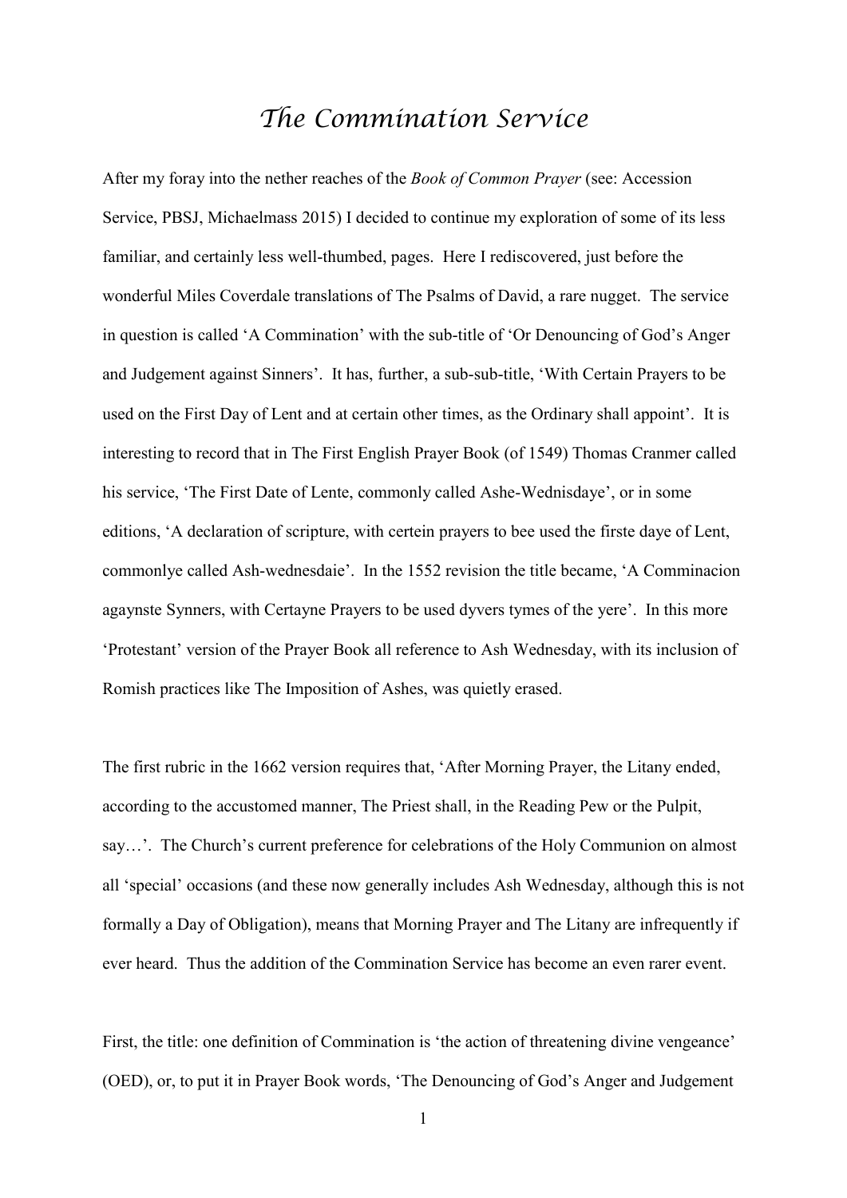# *The Commination Service*

After my foray into the nether reaches of the *Book of Common Prayer* (see: Accession Service, PBSJ, Michaelmass 2015) I decided to continue my exploration of some of its less familiar, and certainly less well-thumbed, pages. Here I rediscovered, just before the wonderful Miles Coverdale translations of The Psalms of David, a rare nugget. The service in question is called 'A Commination' with the sub-title of 'Or Denouncing of God's Anger and Judgement against Sinners'. It has, further, a sub-sub-title, 'With Certain Prayers to be used on the First Day of Lent and at certain other times, as the Ordinary shall appoint'. It is interesting to record that in The First English Prayer Book (of 1549) Thomas Cranmer called his service, 'The First Date of Lente, commonly called Ashe-Wednisdaye', or in some editions, 'A declaration of scripture, with certein prayers to bee used the firste daye of Lent, commonlye called Ash-wednesdaie'. In the 1552 revision the title became, 'A Comminacion agaynste Synners, with Certayne Prayers to be used dyvers tymes of the yere'. In this more 'Protestant' version of the Prayer Book all reference to Ash Wednesday, with its inclusion of Romish practices like The Imposition of Ashes, was quietly erased.

The first rubric in the 1662 version requires that, 'After Morning Prayer, the Litany ended, according to the accustomed manner, The Priest shall, in the Reading Pew or the Pulpit, say…'. The Church's current preference for celebrations of the Holy Communion on almost all 'special' occasions (and these now generally includes Ash Wednesday, although this is not formally a Day of Obligation), means that Morning Prayer and The Litany are infrequently if ever heard. Thus the addition of the Commination Service has become an even rarer event.

First, the title: one definition of Commination is 'the action of threatening divine vengeance' (OED), or, to put it in Prayer Book words, 'The Denouncing of God's Anger and Judgement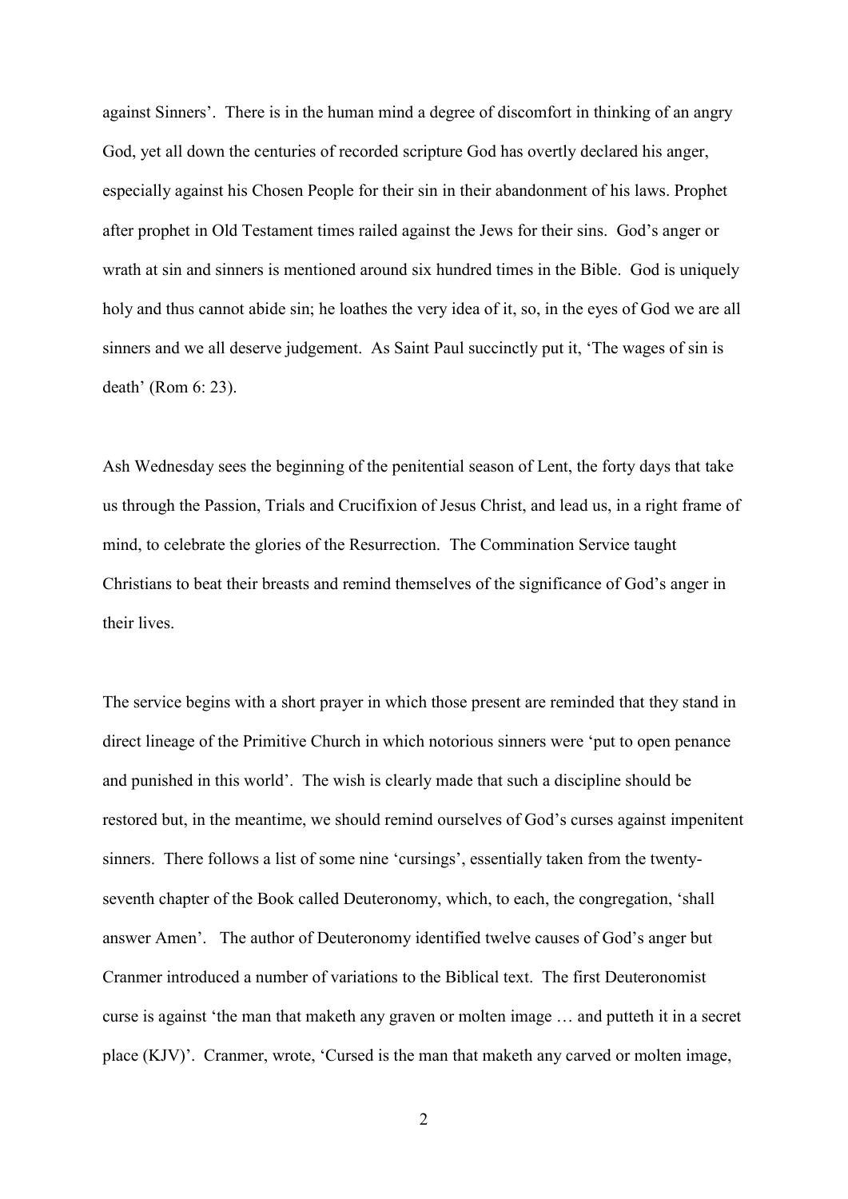against Sinners'. There is in the human mind a degree of discomfort in thinking of an angry God, yet all down the centuries of recorded scripture God has overtly declared his anger, especially against his Chosen People for their sin in their abandonment of his laws. Prophet after prophet in Old Testament times railed against the Jews for their sins. God's anger or wrath at sin and sinners is mentioned around six hundred times in the Bible. God is uniquely holy and thus cannot abide sin; he loathes the very idea of it, so, in the eyes of God we are all sinners and we all deserve judgement. As Saint Paul succinctly put it, 'The wages of sin is death' (Rom 6: 23).

Ash Wednesday sees the beginning of the penitential season of Lent, the forty days that take us through the Passion, Trials and Crucifixion of Jesus Christ, and lead us, in a right frame of mind, to celebrate the glories of the Resurrection. The Commination Service taught Christians to beat their breasts and remind themselves of the significance of God's anger in their lives.

The service begins with a short prayer in which those present are reminded that they stand in direct lineage of the Primitive Church in which notorious sinners were 'put to open penance and punished in this world'. The wish is clearly made that such a discipline should be restored but, in the meantime, we should remind ourselves of God's curses against impenitent sinners. There follows a list of some nine 'cursings', essentially taken from the twenty-seventh chapter of the Book called Deuteronomy, which, to each, the congregation, 'shall answer Amen'. The author of Deuteronomy identified twelve causes of God's anger but Cranmer introduced a number of variations to the Biblical text. The first Deuteronomist curse is against 'the man that maketh any graven or molten image … and putteth it in a secret place (KJV)'. Cranmer, wrote, 'Cursed is the man that maketh any carved or molten image,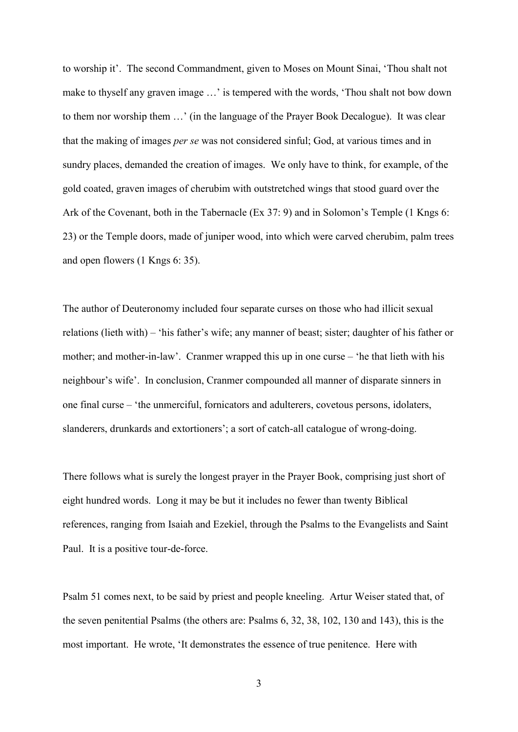to worship it'. The second Commandment, given to Moses on Mount Sinai, 'Thou shalt not make to thyself any graven image …' is tempered with the words, 'Thou shalt not bow down to them nor worship them …' (in the language of the Prayer Book Decalogue). It was clear that the making of images *per se* was not considered sinful; God, at various times and in sundry places, demanded the creation of images. We only have to think, for example, of the gold coated, graven images of cherubim with outstretched wings that stood guard over the Ark of the Covenant, both in the Tabernacle (Ex 37: 9) and in Solomon's Temple (1 Kngs 6: 23) or the Temple doors, made of juniper wood, into which were carved cherubim, palm trees and open flowers (1 Kngs 6: 35).

The author of Deuteronomy included four separate curses on those who had illicit sexual relations (lieth with) – 'his father's wife; any manner of beast; sister; daughter of his father or mother; and mother-in-law'. Cranmer wrapped this up in one curse – 'he that lieth with his neighbour's wife'. In conclusion, Cranmer compounded all manner of disparate sinners in one final curse – 'the unmerciful, fornicators and adulterers, covetous persons, idolaters, slanderers, drunkards and extortioners'; a sort of catch-all catalogue of wrong-doing.

There follows what is surely the longest prayer in the Prayer Book, comprising just short of eight hundred words. Long it may be but it includes no fewer than twenty Biblical references, ranging from Isaiah and Ezekiel, through the Psalms to the Evangelists and Saint Paul. It is a positive tour-de-force.

Psalm 51 comes next, to be said by priest and people kneeling. Artur Weiser stated that, of the seven penitential Psalms (the others are: Psalms 6, 32, 38, 102, 130 and 143), this is the most important. He wrote, 'It demonstrates the essence of true penitence. Here with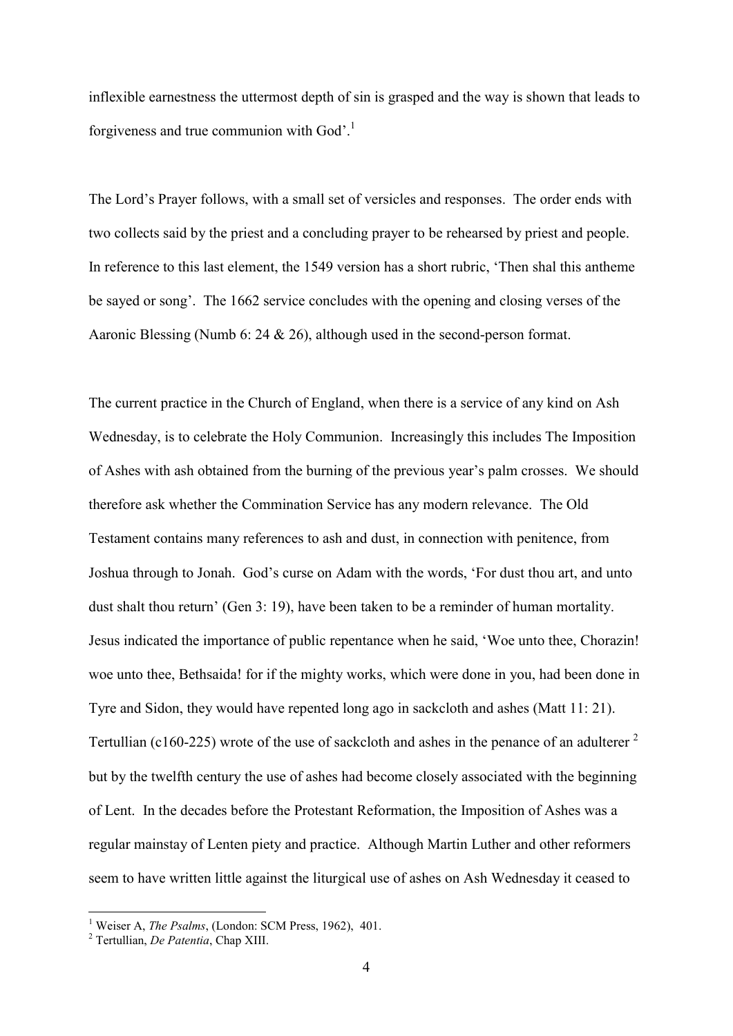inflexible earnestness the uttermost depth of sin is grasped and the way is shown that leads to forgiveness and true communion with God'.[1]

The Lord's Prayer follows, with a small set of versicles and responses. The order ends with two collects said by the priest and a concluding prayer to be rehearsed by priest and people. In reference to this last element, the 1549 version has a short rubric, 'Then shal this antheme be sayed or song'. The 1662 service concludes with the opening and closing verses of the Aaronic Blessing (Numb 6: 24 & 26), although used in the second-person format.

The current practice in the Church of England, when there is a service of any kind on Ash Wednesday, is to celebrate the Holy Communion. Increasingly this includes The Imposition of Ashes with ash obtained from the burning of the previous year's palm crosses. We should therefore ask whether the Commination Service has any modern relevance. The Old Testament contains many references to ash and dust, in connection with penitence, from Joshua through to Jonah. God's curse on Adam with the words, 'For dust thou art, and unto dust shalt thou return' (Gen 3: 19), have been taken to be a reminder of human mortality. Jesus indicated the importance of public repentance when he said, 'Woe unto thee, Chorazin! woe unto thee, Bethsaida! for if the mighty works, which were done in you, had been done in Tyre and Sidon, they would have repented long ago in sackcloth and ashes (Matt 11: 21). Tertullian (c160-225) wrote of the use of sackcloth and ashes in the penance of an adulterer [2] but by the twelfth century the use of ashes had become closely associated with the beginning of Lent. In the decades before the Protestant Reformation, the Imposition of Ashes was a regular mainstay of Lenten piety and practice. Although Martin Luther and other reformers seem to have written little against the liturgical use of ashes on Ash Wednesday it ceased to

---

[1] Weiser A, *The Psalms*, (London: SCM Press, 1962), 401.

[2] Tertullian, *De Patentia*, Chap XIII.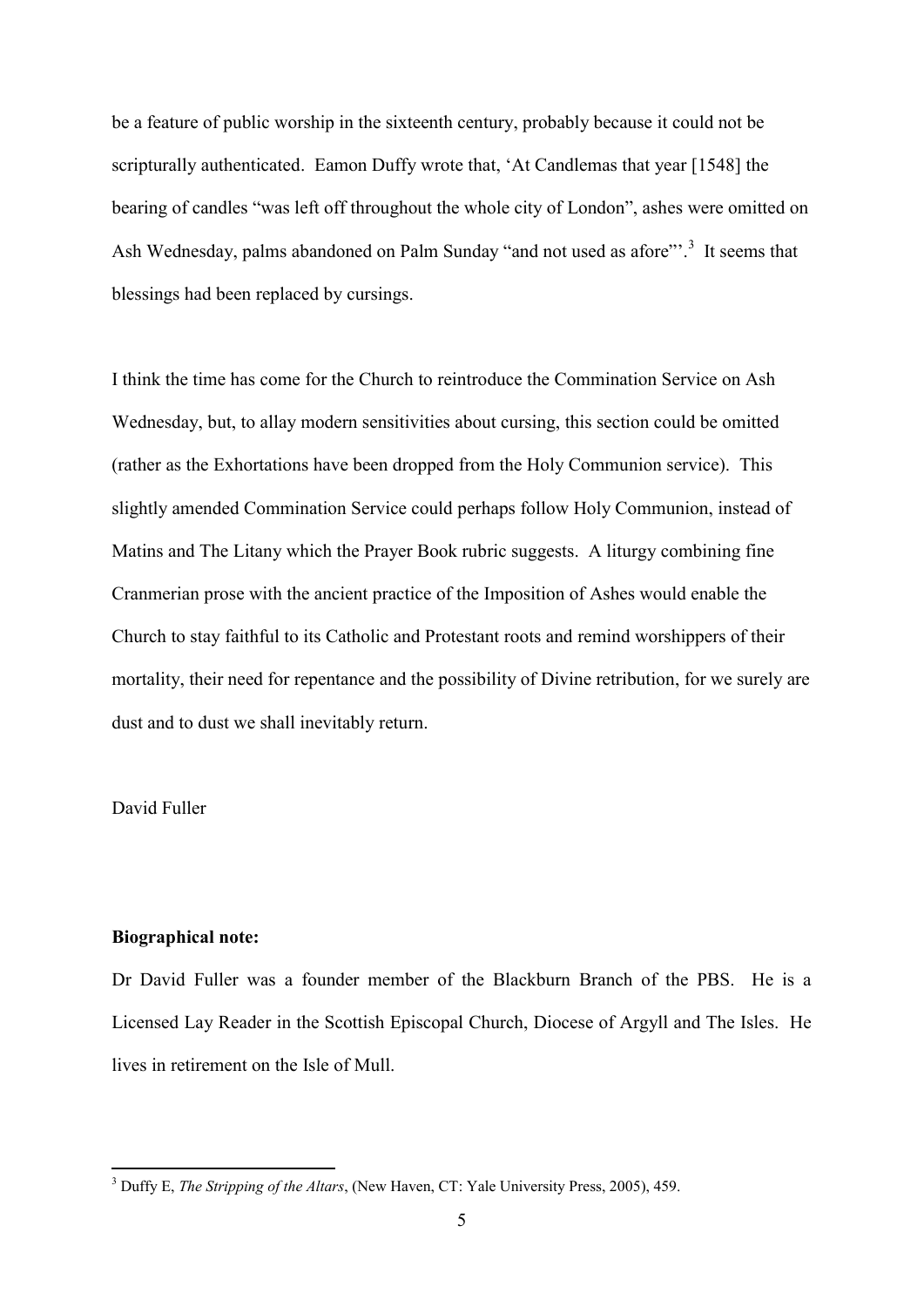be a feature of public worship in the sixteenth century, probably because it could not be scripturally authenticated. Eamon Duffy wrote that, 'At Candlemas that year [1548] the bearing of candles "was left off throughout the whole city of London", ashes were omitted on Ash Wednesday, palms abandoned on Palm Sunday "and not used as afore"'.[3] It seems that blessings had been replaced by cursings.

I think the time has come for the Church to reintroduce the Commination Service on Ash Wednesday, but, to allay modern sensitivities about cursing, this section could be omitted (rather as the Exhortations have been dropped from the Holy Communion service). This slightly amended Commination Service could perhaps follow Holy Communion, instead of Matins and The Litany which the Prayer Book rubric suggests. A liturgy combining fine Cranmerian prose with the ancient practice of the Imposition of Ashes would enable the Church to stay faithful to its Catholic and Protestant roots and remind worshippers of their mortality, their need for repentance and the possibility of Divine retribution, for we surely are dust and to dust we shall inevitably return.

David Fuller

**Biographical note:**

Dr David Fuller was a founder member of the Blackburn Branch of the PBS. He is a Licensed Lay Reader in the Scottish Episcopal Church, Diocese of Argyll and The Isles. He lives in retirement on the Isle of Mull.

---

[3] Duffy E, *The Stripping of the Altars*, (New Haven, CT: Yale University Press, 2005), 459.